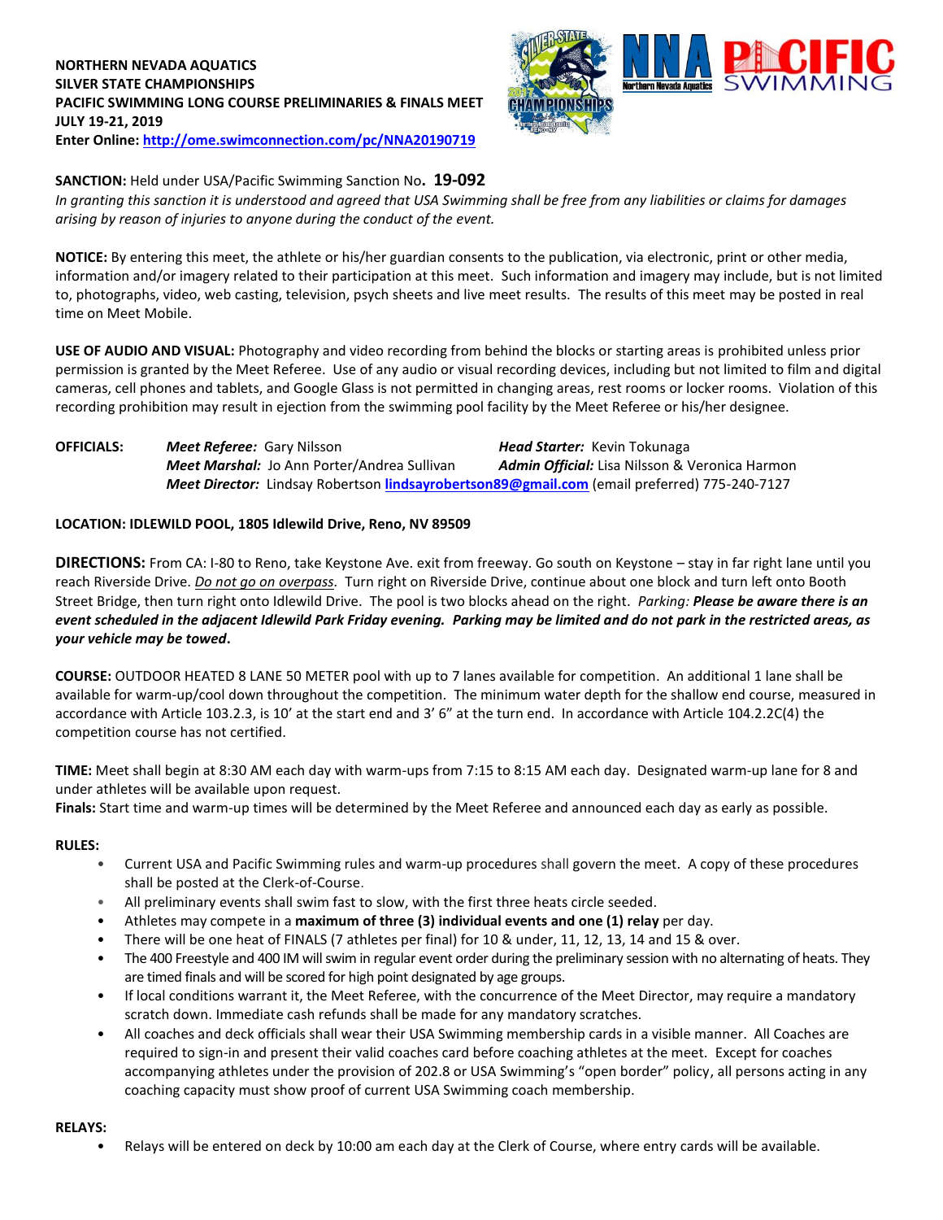**NORTHERN NEVADA AQUATICS**
**SILVER STATE CHAMPIONSHIPS**
**PACIFIC SWIMMING LONG COURSE PRELIMINARIES & FINALS MEET**
**JULY 19-21, 2019**
**Enter Online: http://ome.swimconnection.com/pc/NNA20190719**

**SANCTION:** Held under USA/Pacific Swimming Sanction No**. 19-092**
*In granting this sanction it is understood and agreed that USA Swimming shall be free from any liabilities or claims for damages arising by reason of injuries to anyone during the conduct of the event.*

**NOTICE:** By entering this meet, the athlete or his/her guardian consents to the publication, via electronic, print or other media, information and/or imagery related to their participation at this meet. Such information and imagery may include, but is not limited to, photographs, video, web casting, television, psych sheets and live meet results. The results of this meet may be posted in real time on Meet Mobile.

**USE OF AUDIO AND VISUAL:** Photography and video recording from behind the blocks or starting areas is prohibited unless prior permission is granted by the Meet Referee. Use of any audio or visual recording devices, including but not limited to film and digital cameras, cell phones and tablets, and Google Glass is not permitted in changing areas, rest rooms or locker rooms. Violation of this recording prohibition may result in ejection from the swimming pool facility by the Meet Referee or his/her designee.

**OFFICIALS:**
***Meet Referee:*** Gary Nilsson
***Head Starter:*** Kevin Tokunaga
***Meet Marshal:*** Jo Ann Porter/Andrea Sullivan
***Admin Official:*** Lisa Nilsson & Veronica Harmon
***Meet Director:*** Lindsay Robertson **lindsayrobertson89@gmail.com** (email preferred) 775-240-7127

**LOCATION: IDLEWILD POOL, 1805 Idlewild Drive, Reno, NV 89509**

**DIRECTIONS:** From CA: I-80 to Reno, take Keystone Ave. exit from freeway. Go south on Keystone – stay in far right lane until you reach Riverside Drive. *Do not go on overpass.* Turn right on Riverside Drive, continue about one block and turn left onto Booth Street Bridge, then turn right onto Idlewild Drive. The pool is two blocks ahead on the right. *Parking:* ***Please be aware there is an event scheduled in the adjacent Idlewild Park Friday evening. Parking may be limited and do not park in the restricted areas, as your vehicle may be towed*.**

**COURSE:** OUTDOOR HEATED 8 LANE 50 METER pool with up to 7 lanes available for competition. An additional 1 lane shall be available for warm-up/cool down throughout the competition. The minimum water depth for the shallow end course, measured in accordance with Article 103.2.3, is 10' at the start end and 3' 6" at the turn end. In accordance with Article 104.2.2C(4) the competition course has not certified.

**TIME:** Meet shall begin at 8:30 AM each day with warm-ups from 7:15 to 8:15 AM each day. Designated warm-up lane for 8 and under athletes will be available upon request.
**Finals:** Start time and warm-up times will be determined by the Meet Referee and announced each day as early as possible.

**RULES:**

- Current USA and Pacific Swimming rules and warm-up procedures shall govern the meet. A copy of these procedures shall be posted at the Clerk-of-Course.
- All preliminary events shall swim fast to slow, with the first three heats circle seeded.
- Athletes may compete in a **maximum of three (3) individual events and one (1) relay** per day.
- There will be one heat of FINALS (7 athletes per final) for 10 & under, 11, 12, 13, 14 and 15 & over.
- The 400 Freestyle and 400 IM will swim in regular event order during the preliminary session with no alternating of heats. They are timed finals and will be scored for high point designated by age groups.
- If local conditions warrant it, the Meet Referee, with the concurrence of the Meet Director, may require a mandatory scratch down. Immediate cash refunds shall be made for any mandatory scratches.
- All coaches and deck officials shall wear their USA Swimming membership cards in a visible manner. All Coaches are required to sign-in and present their valid coaches card before coaching athletes at the meet. Except for coaches accompanying athletes under the provision of 202.8 or USA Swimming's "open border" policy, all persons acting in any coaching capacity must show proof of current USA Swimming coach membership.

**RELAYS:**

- Relays will be entered on deck by 10:00 am each day at the Clerk of Course, where entry cards will be available.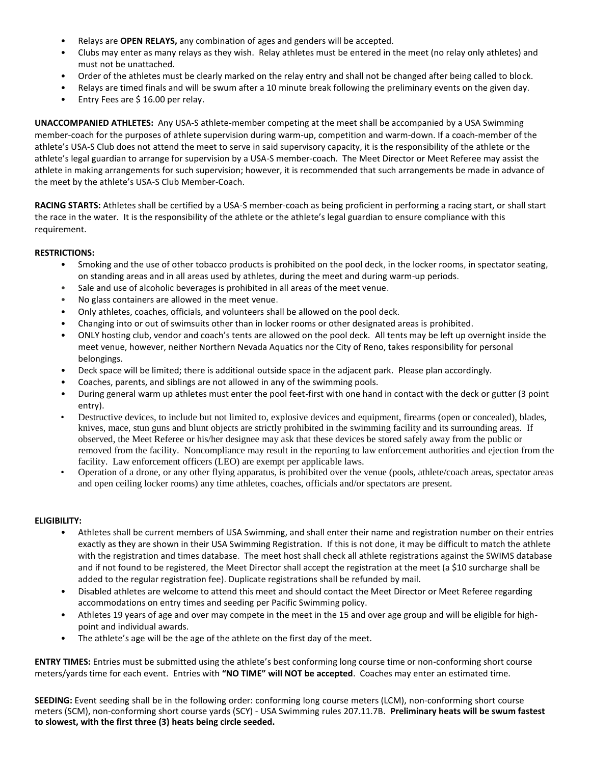- Relays are **OPEN RELAYS,** any combination of ages and genders will be accepted.
- Clubs may enter as many relays as they wish. Relay athletes must be entered in the meet (no relay only athletes) and must not be unattached.
- Order of the athletes must be clearly marked on the relay entry and shall not be changed after being called to block.
- Relays are timed finals and will be swum after a 10 minute break following the preliminary events on the given day.
- Entry Fees are $ 16.00 per relay.

**UNACCOMPANIED ATHLETES:** Any USA-S athlete-member competing at the meet shall be accompanied by a USA Swimming member-coach for the purposes of athlete supervision during warm-up, competition and warm-down. If a coach-member of the athlete's USA-S Club does not attend the meet to serve in said supervisory capacity, it is the responsibility of the athlete or the athlete's legal guardian to arrange for supervision by a USA-S member-coach. The Meet Director or Meet Referee may assist the athlete in making arrangements for such supervision; however, it is recommended that such arrangements be made in advance of the meet by the athlete's USA-S Club Member-Coach.

**RACING STARTS:** Athletes shall be certified by a USA-S member-coach as being proficient in performing a racing start, or shall start the race in the water. It is the responsibility of the athlete or the athlete's legal guardian to ensure compliance with this requirement.

**RESTRICTIONS:**

- Smoking and the use of other tobacco products is prohibited on the pool deck, in the locker rooms, in spectator seating, on standing areas and in all areas used by athletes, during the meet and during warm-up periods.
- Sale and use of alcoholic beverages is prohibited in all areas of the meet venue.
- No glass containers are allowed in the meet venue.
- Only athletes, coaches, officials, and volunteers shall be allowed on the pool deck.
- Changing into or out of swimsuits other than in locker rooms or other designated areas is prohibited.
- ONLY hosting club, vendor and coach's tents are allowed on the pool deck. All tents may be left up overnight inside the meet venue, however, neither Northern Nevada Aquatics nor the City of Reno, takes responsibility for personal belongings.
- Deck space will be limited; there is additional outside space in the adjacent park. Please plan accordingly.
- Coaches, parents, and siblings are not allowed in any of the swimming pools.
- During general warm up athletes must enter the pool feet-first with one hand in contact with the deck or gutter (3 point entry).
- Destructive devices, to include but not limited to, explosive devices and equipment, firearms (open or concealed), blades, knives, mace, stun guns and blunt objects are strictly prohibited in the swimming facility and its surrounding areas. If observed, the Meet Referee or his/her designee may ask that these devices be stored safely away from the public or removed from the facility. Noncompliance may result in the reporting to law enforcement authorities and ejection from the facility. Law enforcement officers (LEO) are exempt per applicable laws.
- Operation of a drone, or any other flying apparatus, is prohibited over the venue (pools, athlete/coach areas, spectator areas and open ceiling locker rooms) any time athletes, coaches, officials and/or spectators are present.

**ELIGIBILITY:**

- Athletes shall be current members of USA Swimming, and shall enter their name and registration number on their entries exactly as they are shown in their USA Swimming Registration. If this is not done, it may be difficult to match the athlete with the registration and times database. The meet host shall check all athlete registrations against the SWIMS database and if not found to be registered, the Meet Director shall accept the registration at the meet (a $10 surcharge shall be added to the regular registration fee). Duplicate registrations shall be refunded by mail.
- Disabled athletes are welcome to attend this meet and should contact the Meet Director or Meet Referee regarding accommodations on entry times and seeding per Pacific Swimming policy.
- Athletes 19 years of age and over may compete in the meet in the 15 and over age group and will be eligible for high-point and individual awards.
- The athlete's age will be the age of the athlete on the first day of the meet.

**ENTRY TIMES:** Entries must be submitted using the athlete's best conforming long course time or non-conforming short course meters/yards time for each event. Entries with **"NO TIME" will NOT be accepted**. Coaches may enter an estimated time.

**SEEDING:** Event seeding shall be in the following order: conforming long course meters (LCM), non-conforming short course meters (SCM), non-conforming short course yards (SCY) - USA Swimming rules 207.11.7B. **Preliminary heats will be swum fastest to slowest, with the first three (3) heats being circle seeded.**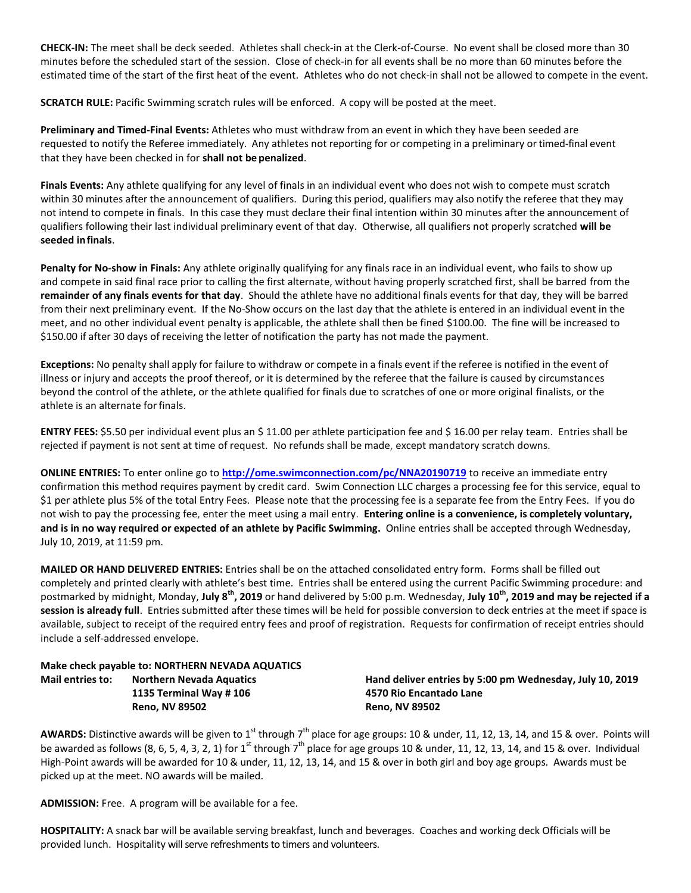**CHECK-IN:** The meet shall be deck seeded. Athletes shall check-in at the Clerk-of-Course. No event shall be closed more than 30 minutes before the scheduled start of the session. Close of check-in for all events shall be no more than 60 minutes before the estimated time of the start of the first heat of the event. Athletes who do not check-in shall not be allowed to compete in the event.

**SCRATCH RULE:** Pacific Swimming scratch rules will be enforced. A copy will be posted at the meet.

**Preliminary and Timed-Final Events:** Athletes who must withdraw from an event in which they have been seeded are requested to notify the Referee immediately. Any athletes not reporting for or competing in a preliminary or timed-final event that they have been checked in for **shall not be penalized**.

**Finals Events:** Any athlete qualifying for any level of finals in an individual event who does not wish to compete must scratch within 30 minutes after the announcement of qualifiers. During this period, qualifiers may also notify the referee that they may not intend to compete in finals. In this case they must declare their final intention within 30 minutes after the announcement of qualifiers following their last individual preliminary event of that day. Otherwise, all qualifiers not properly scratched **will be seeded in finals**.

**Penalty for No-show in Finals:** Any athlete originally qualifying for any finals race in an individual event, who fails to show up and compete in said final race prior to calling the first alternate, without having properly scratched first, shall be barred from the **remainder of any finals events for that day**. Should the athlete have no additional finals events for that day, they will be barred from their next preliminary event. If the No-Show occurs on the last day that the athlete is entered in an individual event in the meet, and no other individual event penalty is applicable, the athlete shall then be fined $100.00. The fine will be increased to $150.00 if after 30 days of receiving the letter of notification the party has not made the payment.

**Exceptions:** No penalty shall apply for failure to withdraw or compete in a finals event if the referee is notified in the event of illness or injury and accepts the proof thereof, or it is determined by the referee that the failure is caused by circumstances beyond the control of the athlete, or the athlete qualified for finals due to scratches of one or more original finalists, or the athlete is an alternate for finals.

**ENTRY FEES:** $5.50 per individual event plus an $ 11.00 per athlete participation fee and $ 16.00 per relay team. Entries shall be rejected if payment is not sent at time of request. No refunds shall be made, except mandatory scratch downs.

**ONLINE ENTRIES:** To enter online go to **http://ome.swimconnection.com/pc/NNA20190719** to receive an immediate entry confirmation this method requires payment by credit card. Swim Connection LLC charges a processing fee for this service, equal to $1 per athlete plus 5% of the total Entry Fees. Please note that the processing fee is a separate fee from the Entry Fees. If you do not wish to pay the processing fee, enter the meet using a mail entry. **Entering online is a convenience, is completely voluntary, and is in no way required or expected of an athlete by Pacific Swimming.** Online entries shall be accepted through Wednesday, July 10, 2019, at 11:59 pm.

**MAILED OR HAND DELIVERED ENTRIES:** Entries shall be on the attached consolidated entry form. Forms shall be filled out completely and printed clearly with athlete's best time. Entries shall be entered using the current Pacific Swimming procedure: and postmarked by midnight, Monday, **July 8th, 2019** or hand delivered by 5:00 p.m. Wednesday, **July 10th, 2019 and may be rejected if a session is already full**. Entries submitted after these times will be held for possible conversion to deck entries at the meet if space is available, subject to receipt of the required entry fees and proof of registration. Requests for confirmation of receipt entries should include a self-addressed envelope.

**Make check payable to: NORTHERN NEVADA AQUATICS**

**Mail entries to:** **Northern Nevada Aquatics**
**1135 Terminal Way # 106**
**Reno, NV 89502**

**Hand deliver entries by 5:00 pm Wednesday, July 10, 2019**
**4570 Rio Encantado Lane**
**Reno, NV 89502**

**AWARDS:** Distinctive awards will be given to 1st through 7th place for age groups: 10 & under, 11, 12, 13, 14, and 15 & over. Points will be awarded as follows (8, 6, 5, 4, 3, 2, 1) for 1st through 7th place for age groups 10 & under, 11, 12, 13, 14, and 15 & over. Individual High-Point awards will be awarded for 10 & under, 11, 12, 13, 14, and 15 & over in both girl and boy age groups. Awards must be picked up at the meet. NO awards will be mailed.

**ADMISSION:** Free. A program will be available for a fee.

**HOSPITALITY:** A snack bar will be available serving breakfast, lunch and beverages. Coaches and working deck Officials will be provided lunch. Hospitality will serve refreshments to timers and volunteers.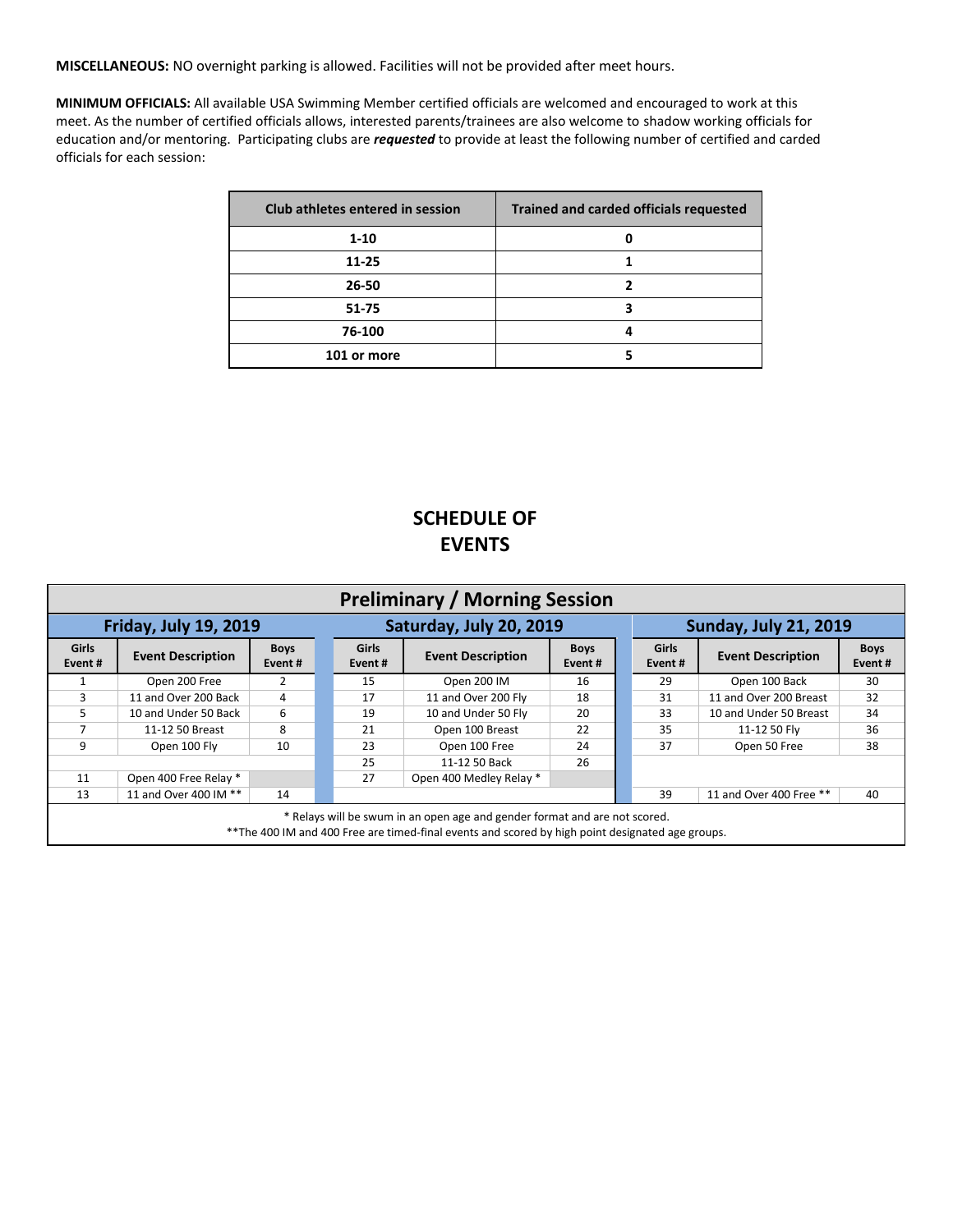**MISCELLANEOUS:** NO overnight parking is allowed. Facilities will not be provided after meet hours.

**MINIMUM OFFICIALS:** All available USA Swimming Member certified officials are welcomed and encouraged to work at this meet. As the number of certified officials allows, interested parents/trainees are also welcome to shadow working officials for education and/or mentoring. Participating clubs are ***requested*** to provide at least the following number of certified and carded officials for each session:

| Club athletes entered in session | Trained and carded officials requested |
|---|---|
| 1-10 | 0 |
| 11-25 | 1 |
| 26-50 | 2 |
| 51-75 | 3 |
| 76-100 | 4 |
| 101 or more | 5 |

## SCHEDULE OF EVENTS

| Preliminary / Morning Session | | | | | | | | |
|---|---|---|---|---|---|---|---|---|
| **Friday, July 19, 2019** | | | **Saturday, July 20, 2019** | | | **Sunday, July 21, 2019** | | |
| **Girls Event #** | **Event Description** | **Boys Event #** | **Girls Event #** | **Event Description** | **Boys Event #** | **Girls Event #** | **Event Description** | **Boys Event #** |
| 1 | Open 200 Free | 2 | 15 | Open 200 IM | 16 | 29 | Open 100 Back | 30 |
| 3 | 11 and Over 200 Back | 4 | 17 | 11 and Over 200 Fly | 18 | 31 | 11 and Over 200 Breast | 32 |
| 5 | 10 and Under 50 Back | 6 | 19 | 10 and Under 50 Fly | 20 | 33 | 10 and Under 50 Breast | 34 |
| 7 | 11-12 50 Breast | 8 | 21 | Open 100 Breast | 22 | 35 | 11-12 50 Fly | 36 |
| 9 | Open 100 Fly | 10 | 23 | Open 100 Free | 24 | 37 | Open 50 Free | 38 |
| | | | 25 | 11-12 50 Back | 26 | | | |
| 11 | Open 400 Free Relay * | | 27 | Open 400 Medley Relay * | | | | |
| 13 | 11 and Over 400 IM ** | 14 | | | | 39 | 11 and Over 400 Free ** | 40 |

\* Relays will be swum in an open age and gender format and are not scored.
**The 400 IM and 400 Free are timed-final events and scored by high point designated age groups.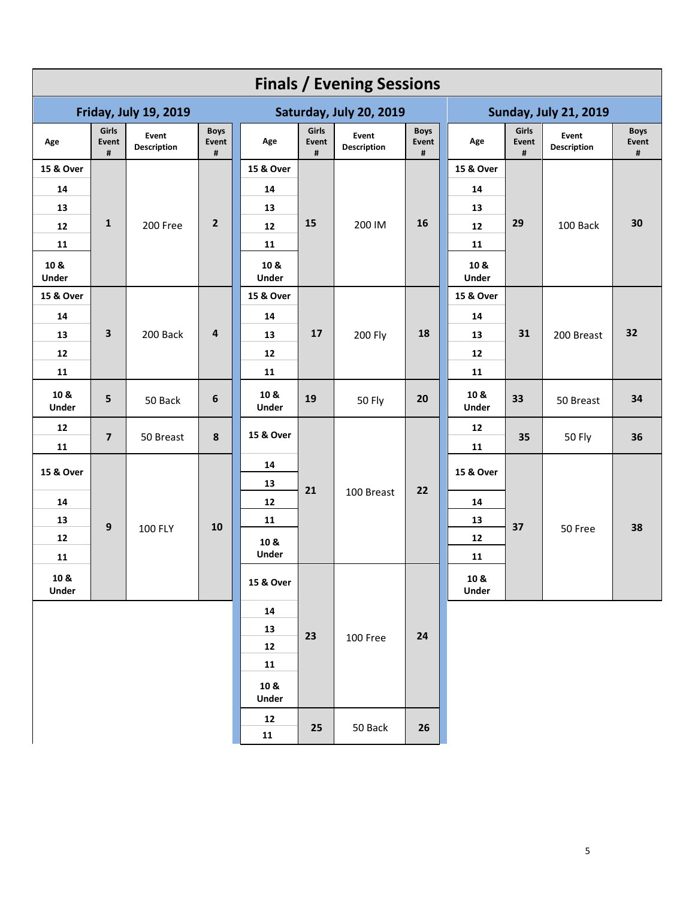# Finals / Evening Sessions

## Friday, July 19, 2019

| Age | Girls Event # | Event Description | Boys Event # |
|---|---|---|---|
| 15 & Over, 14, 13, 12, 11, 10 & Under | 1 | 200 Free | 2 |
| 15 & Over, 14, 13, 12, 11 | 3 | 200 Back | 4 |
| 10 & Under | 5 | 50 Back | 6 |
| 12, 11 | 7 | 50 Breast | 8 |
| 15 & Over, 14, 13, 12, 11, 10 & Under | 9 | 100 FLY | 10 |

## Saturday, July 20, 2019

| Age | Girls Event # | Event Description | Boys Event # |
|---|---|---|---|
| 15 & Over, 14, 13, 12, 11, 10 & Under | 15 | 200 IM | 16 |
| 15 & Over, 14, 13, 12, 11 | 17 | 200 Fly | 18 |
| 10 & Under | 19 | 50 Fly | 20 |
| 15 & Over, 14, 13, 12, 11, 10 & Under | 21 | 100 Breast | 22 |
| 15 & Over, 14, 13, 12, 11, 10 & Under | 23 | 100 Free | 24 |
| 12, 11 | 25 | 50 Back | 26 |

## Sunday, July 21, 2019

| Age | Girls Event # | Event Description | Boys Event # |
|---|---|---|---|
| 15 & Over, 14, 13, 12, 11, 10 & Under | 29 | 100 Back | 30 |
| 15 & Over, 14, 13, 12, 11 | 31 | 200 Breast | 32 |
| 10 & Under | 33 | 50 Breast | 34 |
| 12, 11 | 35 | 50 Fly | 36 |
| 15 & Over, 14, 13, 12, 11, 10 & Under | 37 | 50 Free | 38 |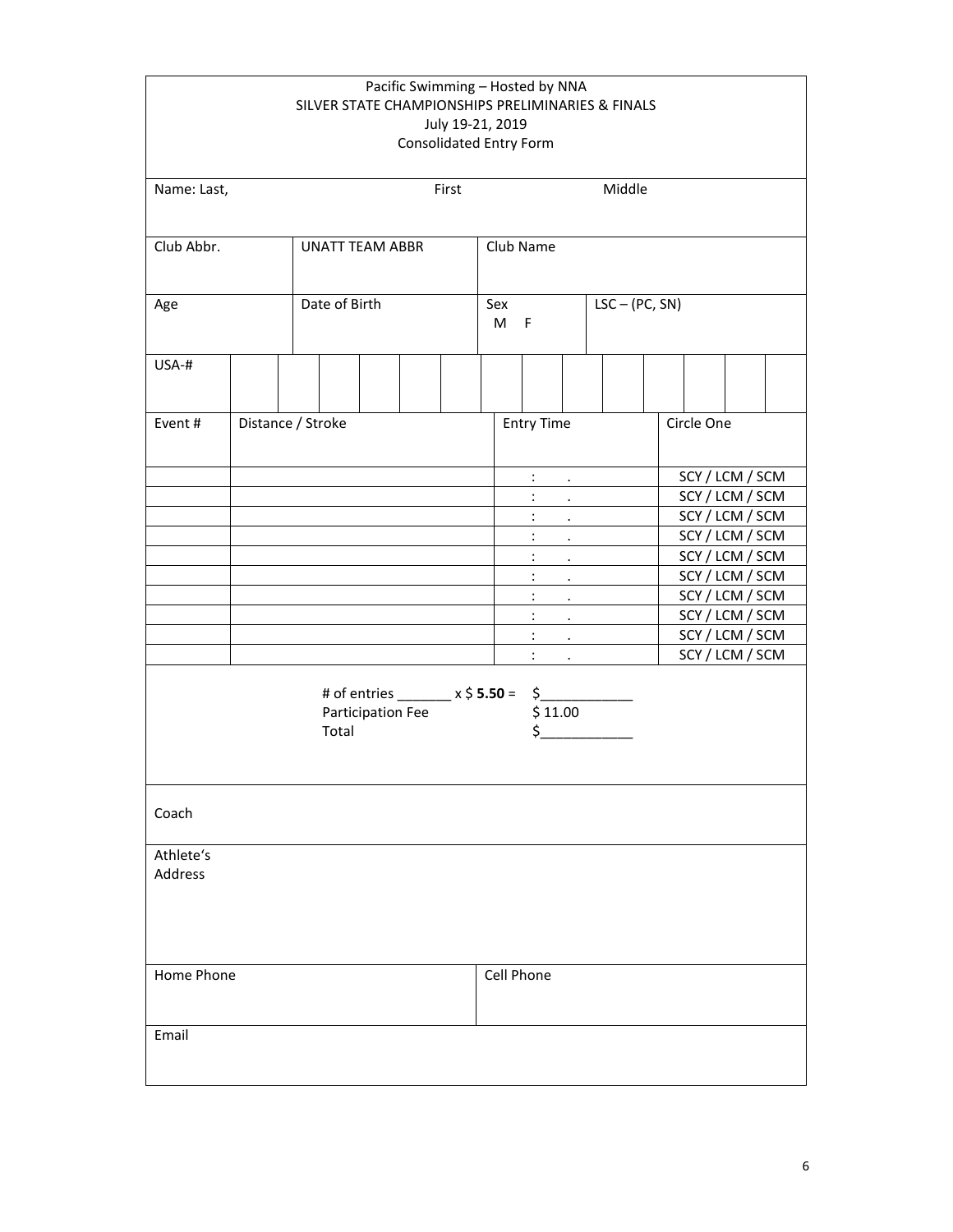Pacific Swimming – Hosted by NNA
SILVER STATE CHAMPIONSHIPS PRELIMINARIES & FINALS
July 19-21, 2019
Consolidated Entry Form

| | | |
|---|---|---|
| Name: Last, | First | Middle |

| | | |
|---|---|---|
| Club Abbr. | UNATT TEAM ABBR | Club Name |

| | | | |
|---|---|---|---|
| Age | Date of Birth | Sex M F | LSC – (PC, SN) |

| | | | | | | | | | | | | | | |
|---|---|---|---|---|---|---|---|---|---|---|---|---|---|---|
| USA-# | | | | | | | | | | | | | | |

| Event # | Distance / Stroke | Entry Time | Circle One |
|---|---|---|---|
| | | : . | SCY / LCM / SCM |
| | | : . | SCY / LCM / SCM |
| | | : . | SCY / LCM / SCM |
| | | : . | SCY / LCM / SCM |
| | | : . | SCY / LCM / SCM |
| | | : . | SCY / LCM / SCM |
| | | : . | SCY / LCM / SCM |
| | | : . | SCY / LCM / SCM |
| | | : . | SCY / LCM / SCM |
| | | : . | SCY / LCM / SCM |

# of entries _______ x $ **5.50** = $____________
Participation Fee $ 11.00
Total $____________

Coach

Athlete's Address

| | |
|---|---|
| Home Phone | Cell Phone |

Email